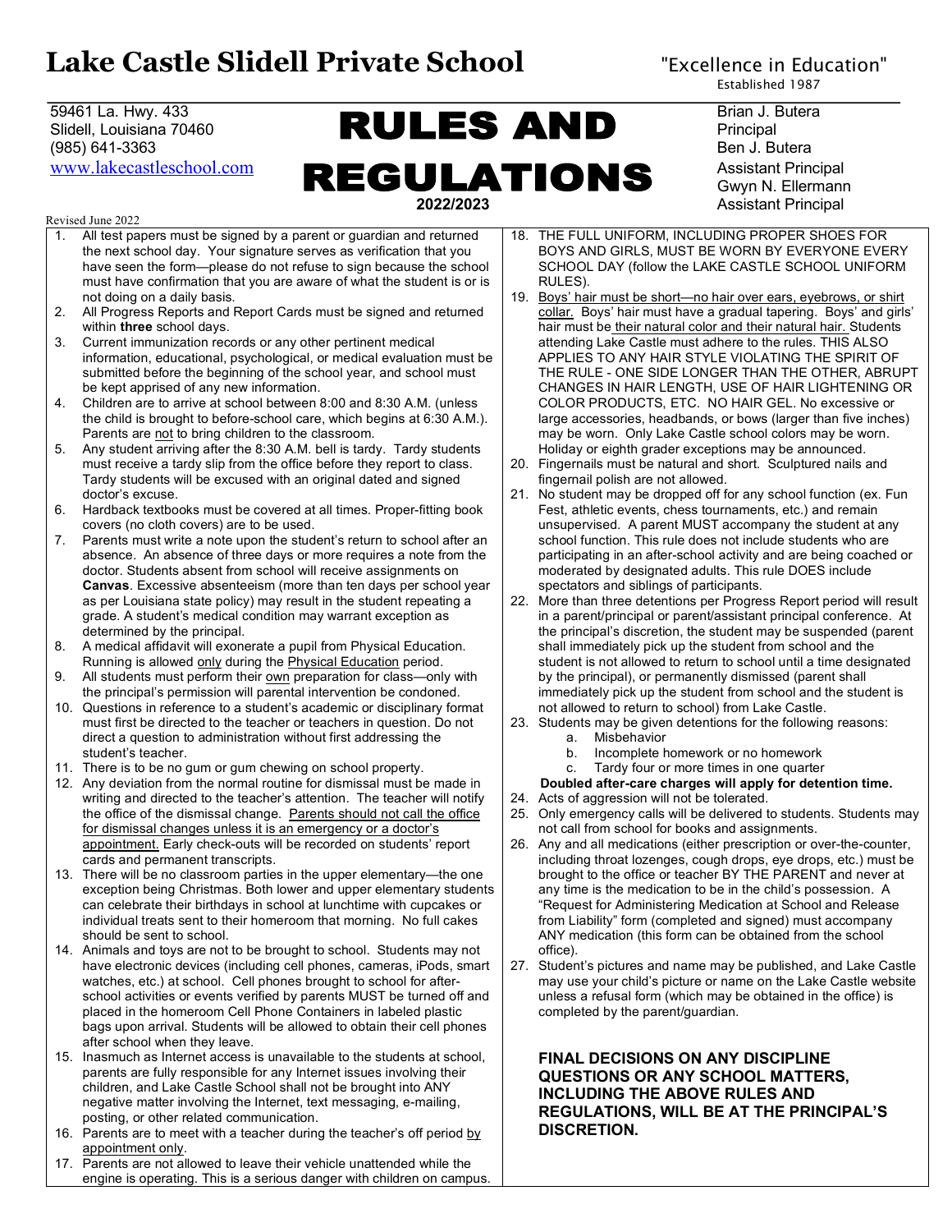# Lake Castle Slidell Private School

"Excellence in Education"
Established 1987

59461 La. Hwy. 433
Slidell, Louisiana 70460
(985) 641-3363
www.lakecastleschool.com

Brian J. Butera
Principal
Ben J. Butera
Assistant Principal
Gwyn N. Ellermann
Assistant Principal

# RULES AND REGULATIONS

**2022/2023**

Revised June 2022

1. All test papers must be signed by a parent or guardian and returned the next school day. Your signature serves as verification that you have seen the form—please do not refuse to sign because the school must have confirmation that you are aware of what the student is or is not doing on a daily basis.
2. All Progress Reports and Report Cards must be signed and returned within **three** school days.
3. Current immunization records or any other pertinent medical information, educational, psychological, or medical evaluation must be submitted before the beginning of the school year, and school must be kept apprised of any new information.
4. Children are to arrive at school between 8:00 and 8:30 A.M. (unless the child is brought to before-school care, which begins at 6:30 A.M.). Parents are <u>not</u> to bring children to the classroom.
5. Any student arriving after the 8:30 A.M. bell is tardy. Tardy students must receive a tardy slip from the office before they report to class. Tardy students will be excused with an original dated and signed doctor's excuse.
6. Hardback textbooks must be covered at all times. Proper-fitting book covers (no cloth covers) are to be used.
7. Parents must write a note upon the student's return to school after an absence. An absence of three days or more requires a note from the doctor. Students absent from school will receive assignments on **Canvas**. Excessive absenteeism (more than ten days per school year as per Louisiana state policy) may result in the student repeating a grade. A student's medical condition may warrant exception as determined by the principal.
8. A medical affidavit will exonerate a pupil from Physical Education. Running is allowed <u>only</u> during the <u>Physical Education</u> period.
9. All students must perform their <u>own</u> preparation for class—only with the principal's permission will parental intervention be condoned.
10. Questions in reference to a student's academic or disciplinary format must first be directed to the teacher or teachers in question. Do not direct a question to administration without first addressing the student's teacher.
11. There is to be no gum or gum chewing on school property.
12. Any deviation from the normal routine for dismissal must be made in writing and directed to the teacher's attention. The teacher will notify the office of the dismissal change. <u>Parents should not call the office for dismissal changes unless it is an emergency or a doctor's appointment.</u> Early check-outs will be recorded on students' report cards and permanent transcripts.
13. There will be no classroom parties in the upper elementary—the one exception being Christmas. Both lower and upper elementary students can celebrate their birthdays in school at lunchtime with cupcakes or individual treats sent to their homeroom that morning. No full cakes should be sent to school.
14. Animals and toys are not to be brought to school. Students may not have electronic devices (including cell phones, cameras, iPods, smart watches, etc.) at school. Cell phones brought to school for after-school activities or events verified by parents MUST be turned off and placed in the homeroom Cell Phone Containers in labeled plastic bags upon arrival. Students will be allowed to obtain their cell phones after school when they leave.
15. Inasmuch as Internet access is unavailable to the students at school, parents are fully responsible for any Internet issues involving their children, and Lake Castle School shall not be brought into ANY negative matter involving the Internet, text messaging, e-mailing, posting, or other related communication.
16. Parents are to meet with a teacher during the teacher's off period <u>by appointment only</u>.
17. Parents are not allowed to leave their vehicle unattended while the engine is operating. This is a serious danger with children on campus.
18. THE FULL UNIFORM, INCLUDING PROPER SHOES FOR BOYS AND GIRLS, MUST BE WORN BY EVERYONE EVERY SCHOOL DAY (follow the LAKE CASTLE SCHOOL UNIFORM RULES).
19. <u>Boys' hair must be short—no hair over ears, eyebrows, or shirt collar.</u> Boys' hair must have a gradual tapering. Boys' and girls' hair must be <u>their natural color and their natural hair.</u> Students attending Lake Castle must adhere to the rules. THIS ALSO APPLIES TO ANY HAIR STYLE VIOLATING THE SPIRIT OF THE RULE - ONE SIDE LONGER THAN THE OTHER, ABRUPT CHANGES IN HAIR LENGTH, USE OF HAIR LIGHTENING OR COLOR PRODUCTS, ETC. NO HAIR GEL. No excessive or large accessories, headbands, or bows (larger than five inches) may be worn. Only Lake Castle school colors may be worn. Holiday or eighth grader exceptions may be announced.
20. Fingernails must be natural and short. Sculptured nails and fingernail polish are not allowed.
21. No student may be dropped off for any school function (ex. Fun Fest, athletic events, chess tournaments, etc.) and remain unsupervised. A parent MUST accompany the student at any school function. This rule does not include students who are participating in an after-school activity and are being coached or moderated by designated adults. This rule DOES include spectators and siblings of participants.
22. More than three detentions per Progress Report period will result in a parent/principal or parent/assistant principal conference. At the principal's discretion, the student may be suspended (parent shall immediately pick up the student from school and the student is not allowed to return to school until a time designated by the principal), or permanently dismissed (parent shall immediately pick up the student from school and the student is not allowed to return to school) from Lake Castle.
23. Students may be given detentions for the following reasons:
    a. Misbehavior
    b. Incomplete homework or no homework
    c. Tardy four or more times in one quarter

    **Doubled after-care charges will apply for detention time.**
24. Acts of aggression will not be tolerated.
25. Only emergency calls will be delivered to students. Students may not call from school for books and assignments.
26. Any and all medications (either prescription or over-the-counter, including throat lozenges, cough drops, eye drops, etc.) must be brought to the office or teacher BY THE PARENT and never at any time is the medication to be in the child's possession. A "Request for Administering Medication at School and Release from Liability" form (completed and signed) must accompany ANY medication (this form can be obtained from the school office).
27. Student's pictures and name may be published, and Lake Castle may use your child's picture or name on the Lake Castle website unless a refusal form (which may be obtained in the office) is completed by the parent/guardian.

**FINAL DECISIONS ON ANY DISCIPLINE QUESTIONS OR ANY SCHOOL MATTERS, INCLUDING THE ABOVE RULES AND REGULATIONS, WILL BE AT THE PRINCIPAL'S DISCRETION.**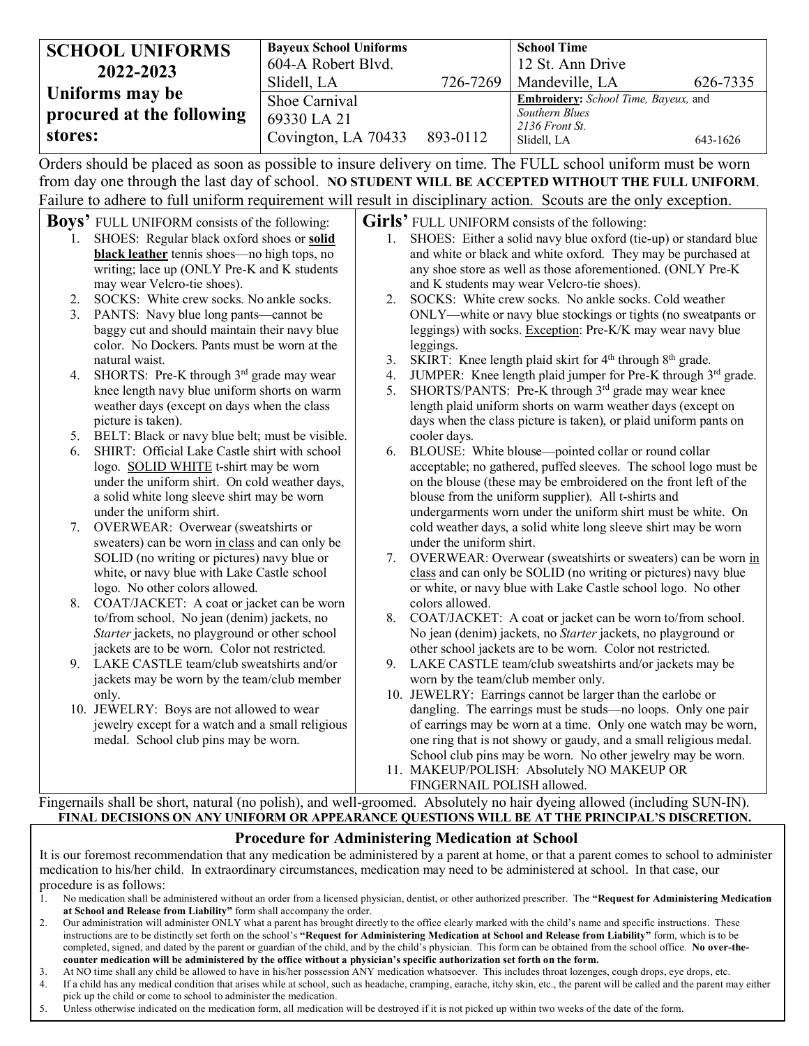# SCHOOL UNIFORMS 2022-2023

**Uniforms may be procured at the following stores:**

| | | |
|---|---|---|
| **Bayeux School Uniforms**<br>604-A Robert Blvd.<br>Slidell, LA 726-7269 | **School Time**<br>12 St. Ann Drive<br>Mandeville, LA 626-7335 |
| Shoe Carnival<br>69330 LA 21<br>Covington, LA 70433 893-0112 | **Embroidery:** *School Time, Bayeux,* and *Southern Blues*<br>*2136 Front St.*<br>Slidell, LA 643-1626 |

Orders should be placed as soon as possible to insure delivery on time. The FULL school uniform must be worn from day one through the last day of school. **NO STUDENT WILL BE ACCEPTED WITHOUT THE FULL UNIFORM**. Failure to adhere to full uniform requirement will result in disciplinary action. Scouts are the only exception.

**Boys'** FULL UNIFORM consists of the following:

1. SHOES: Regular black oxford shoes or **solid black leather** tennis shoes—no high tops, no writing; lace up (ONLY Pre-K and K students may wear Velcro-tie shoes).
2. SOCKS: White crew socks. No ankle socks.
3. PANTS: Navy blue long pants—cannot be baggy cut and should maintain their navy blue color. No Dockers. Pants must be worn at the natural waist.
4. SHORTS: Pre-K through 3rd grade may wear knee length navy blue uniform shorts on warm weather days (except on days when the class picture is taken).
5. BELT: Black or navy blue belt; must be visible.
6. SHIRT: Official Lake Castle shirt with school logo. SOLID WHITE t-shirt may be worn under the uniform shirt. On cold weather days, a solid white long sleeve shirt may be worn under the uniform shirt.
7. OVERWEAR: Overwear (sweatshirts or sweaters) can be worn in class and can only be SOLID (no writing or pictures) navy blue or white, or navy blue with Lake Castle school logo. No other colors allowed.
8. COAT/JACKET: A coat or jacket can be worn to/from school. No jean (denim) jackets, no *Starter* jackets, no playground or other school jackets are to be worn. Color not restricted.
9. LAKE CASTLE team/club sweatshirts and/or jackets may be worn by the team/club member only.
10. JEWELRY: Boys are not allowed to wear jewelry except for a watch and a small religious medal. School club pins may be worn.

**Girls'** FULL UNIFORM consists of the following:

1. SHOES: Either a solid navy blue oxford (tie-up) or standard blue and white or black and white oxford. They may be purchased at any shoe store as well as those aforementioned. (ONLY Pre-K and K students may wear Velcro-tie shoes).
2. SOCKS: White crew socks. No ankle socks. Cold weather ONLY—white or navy blue stockings or tights (no sweatpants or leggings) with socks. Exception: Pre-K/K may wear navy blue leggings.
3. SKIRT: Knee length plaid skirt for 4th through 8th grade.
4. JUMPER: Knee length plaid jumper for Pre-K through 3rd grade.
5. SHORTS/PANTS: Pre-K through 3rd grade may wear knee length plaid uniform shorts on warm weather days (except on days when the class picture is taken), or plaid uniform pants on cooler days.
6. BLOUSE: White blouse—pointed collar or round collar acceptable; no gathered, puffed sleeves. The school logo must be on the blouse (these may be embroidered on the front left of the blouse from the uniform supplier). All t-shirts and undergarments worn under the uniform shirt must be white. On cold weather days, a solid white long sleeve shirt may be worn under the uniform shirt.
7. OVERWEAR: Overwear (sweatshirts or sweaters) can be worn in class and can only be SOLID (no writing or pictures) navy blue or white, or navy blue with Lake Castle school logo. No other colors allowed.
8. COAT/JACKET: A coat or jacket can be worn to/from school. No jean (denim) jackets, no *Starter* jackets, no playground or other school jackets are to be worn. Color not restricted.
9. LAKE CASTLE team/club sweatshirts and/or jackets may be worn by the team/club member only.
10. JEWELRY: Earrings cannot be larger than the earlobe or dangling. The earrings must be studs—no loops. Only one pair of earrings may be worn at a time. Only one watch may be worn, one ring that is not showy or gaudy, and a small religious medal. School club pins may be worn. No other jewelry may be worn.
11. MAKEUP/POLISH: Absolutely NO MAKEUP OR FINGERNAIL POLISH allowed.

Fingernails shall be short, natural (no polish), and well-groomed. Absolutely no hair dyeing allowed (including SUN-IN).

**FINAL DECISIONS ON ANY UNIFORM OR APPEARANCE QUESTIONS WILL BE AT THE PRINCIPAL'S DISCRETION.**

## Procedure for Administering Medication at School

It is our foremost recommendation that any medication be administered by a parent at home, or that a parent comes to school to administer medication to his/her child. In extraordinary circumstances, medication may need to be administered at school. In that case, our procedure is as follows:

1. No medication shall be administered without an order from a licensed physician, dentist, or other authorized prescriber. The **"Request for Administering Medication at School and Release from Liability"** form shall accompany the order.
2. Our administration will administer ONLY what a parent has brought directly to the office clearly marked with the child's name and specific instructions. These instructions are to be distinctly set forth on the school's **"Request for Administering Medication at School and Release from Liability"** form, which is to be completed, signed, and dated by the parent or guardian of the child, and by the child's physician. This form can be obtained from the school office. **No over-the-counter medication will be administered by the office without a physician's specific authorization set forth on the form.**
3. At NO time shall any child be allowed to have in his/her possession ANY medication whatsoever. This includes throat lozenges, cough drops, eye drops, etc.
4. If a child has any medical condition that arises while at school, such as headache, cramping, earache, itchy skin, etc., the parent will be called and the parent may either pick up the child or come to school to administer the medication.
5. Unless otherwise indicated on the medication form, all medication will be destroyed if it is not picked up within two weeks of the date of the form.